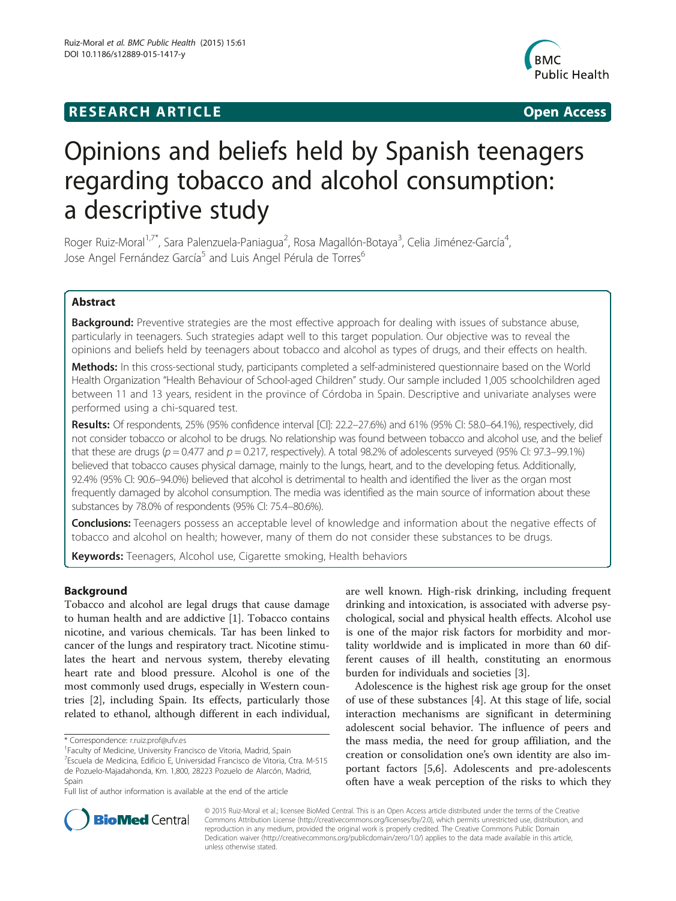**RESEARCH ARTICLE** **Open Access**

# Opinions and beliefs held by Spanish teenagers regarding tobacco and alcohol consumption: a descriptive study

Roger Ruiz-Moral[1,7*], Sara Palenzuela-Paniagua[2], Rosa Magallón-Botaya[3], Celia Jiménez-García[4], Jose Angel Fernández García[5] and Luis Angel Pérula de Torres[6]

## Abstract

**Background:** Preventive strategies are the most effective approach for dealing with issues of substance abuse, particularly in teenagers. Such strategies adapt well to this target population. Our objective was to reveal the opinions and beliefs held by teenagers about tobacco and alcohol as types of drugs, and their effects on health.

**Methods:** In this cross-sectional study, participants completed a self-administered questionnaire based on the World Health Organization "Health Behaviour of School-aged Children" study. Our sample included 1,005 schoolchildren aged between 11 and 13 years, resident in the province of Córdoba in Spain. Descriptive and univariate analyses were performed using a chi-squared test.

**Results:** Of respondents, 25% (95% confidence interval [CI]: 22.2–27.6%) and 61% (95% CI: 58.0–64.1%), respectively, did not consider tobacco or alcohol to be drugs. No relationship was found between tobacco and alcohol use, and the belief that these are drugs ($p = 0.477$ and $p = 0.217$, respectively). A total 98.2% of adolescents surveyed (95% CI: 97.3–99.1%) believed that tobacco causes physical damage, mainly to the lungs, heart, and to the developing fetus. Additionally, 92.4% (95% CI: 90.6–94.0%) believed that alcohol is detrimental to health and identified the liver as the organ most frequently damaged by alcohol consumption. The media was identified as the main source of information about these substances by 78.0% of respondents (95% CI: 75.4–80.6%).

**Conclusions:** Teenagers possess an acceptable level of knowledge and information about the negative effects of tobacco and alcohol on health; however, many of them do not consider these substances to be drugs.

**Keywords:** Teenagers, Alcohol use, Cigarette smoking, Health behaviors

## Background

Tobacco and alcohol are legal drugs that cause damage to human health and are addictive [1]. Tobacco contains nicotine, and various chemicals. Tar has been linked to cancer of the lungs and respiratory tract. Nicotine stimulates the heart and nervous system, thereby elevating heart rate and blood pressure. Alcohol is one of the most commonly used drugs, especially in Western countries [2], including Spain. Its effects, particularly those related to ethanol, although different in each individual, are well known. High-risk drinking, including frequent drinking and intoxication, is associated with adverse psychological, social and physical health effects. Alcohol use is one of the major risk factors for morbidity and mortality worldwide and is implicated in more than 60 different causes of ill health, constituting an enormous burden for individuals and societies [3].

Adolescence is the highest risk age group for the onset of use of these substances [4]. At this stage of life, social interaction mechanisms are significant in determining adolescent social behavior. The influence of peers and the mass media, the need for group affiliation, and the creation or consolidation one's own identity are also important factors [5,6]. Adolescents and pre-adolescents often have a weak perception of the risks to which they

\* Correspondence: r.ruiz.prof@ufv.es
[1]Faculty of Medicine, University Francisco de Vitoria, Madrid, Spain
[7]Escuela de Medicina, Edificio E, Universidad Francisco de Vitoria, Ctra. M-515 de Pozuelo-Majadahonda, Km. 1,800, 28223 Pozuelo de Alarcón, Madrid, Spain
Full list of author information is available at the end of the article

© 2015 Ruiz-Moral et al.; licensee BioMed Central. This is an Open Access article distributed under the terms of the Creative Commons Attribution License (http://creativecommons.org/licenses/by/2.0), which permits unrestricted use, distribution, and reproduction in any medium, provided the original work is properly credited. The Creative Commons Public Domain Dedication waiver (http://creativecommons.org/publicdomain/zero/1.0/) applies to the data made available in this article, unless otherwise stated.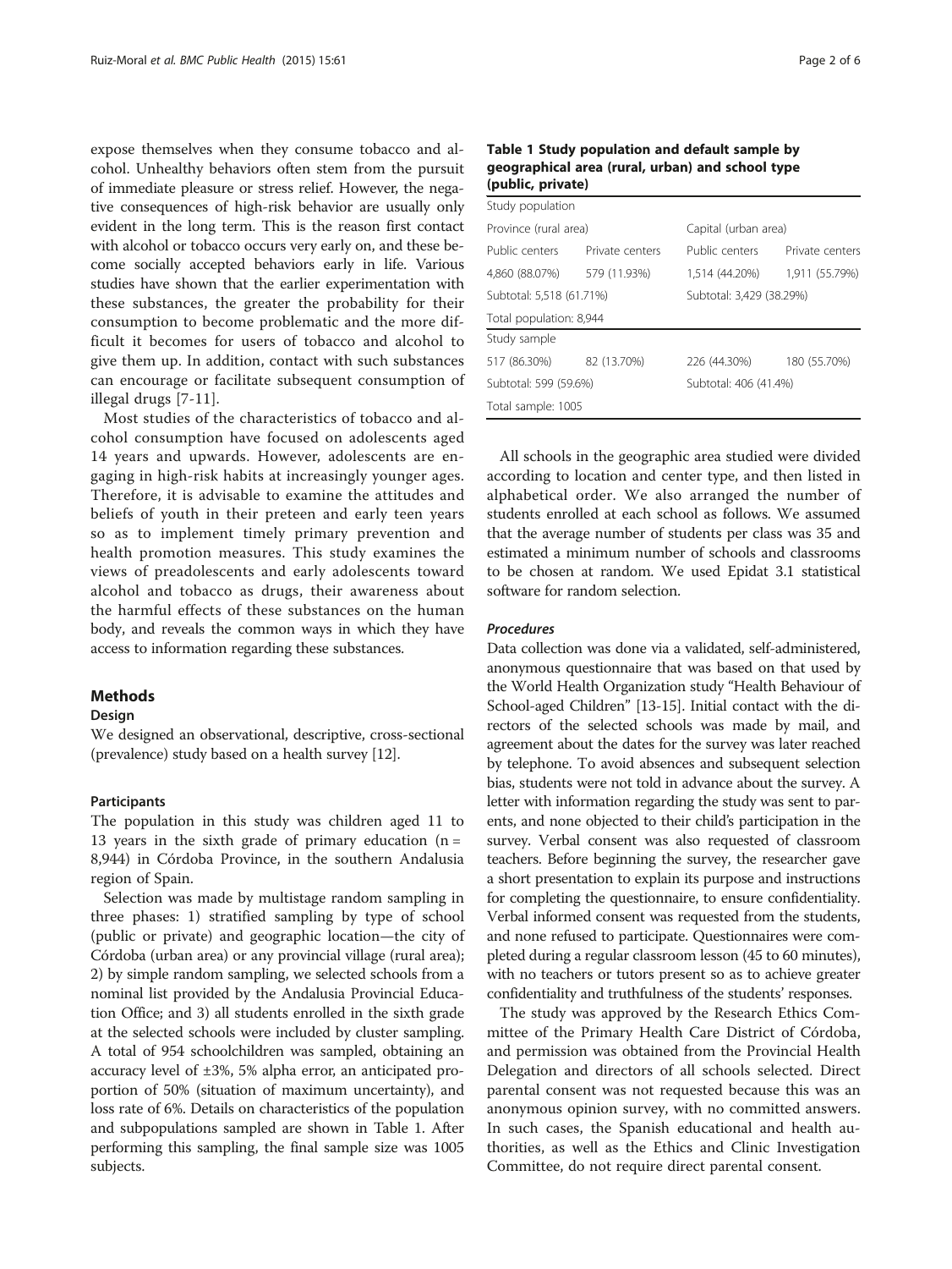expose themselves when they consume tobacco and alcohol. Unhealthy behaviors often stem from the pursuit of immediate pleasure or stress relief. However, the negative consequences of high-risk behavior are usually only evident in the long term. This is the reason first contact with alcohol or tobacco occurs very early on, and these become socially accepted behaviors early in life. Various studies have shown that the earlier experimentation with these substances, the greater the probability for their consumption to become problematic and the more difficult it becomes for users of tobacco and alcohol to give them up. In addition, contact with such substances can encourage or facilitate subsequent consumption of illegal drugs [7-11].

Most studies of the characteristics of tobacco and alcohol consumption have focused on adolescents aged 14 years and upwards. However, adolescents are engaging in high-risk habits at increasingly younger ages. Therefore, it is advisable to examine the attitudes and beliefs of youth in their preteen and early teen years so as to implement timely primary prevention and health promotion measures. This study examines the views of preadolescents and early adolescents toward alcohol and tobacco as drugs, their awareness about the harmful effects of these substances on the human body, and reveals the common ways in which they have access to information regarding these substances.

## Methods

### Design

We designed an observational, descriptive, cross-sectional (prevalence) study based on a health survey [12].

### Participants

The population in this study was children aged 11 to 13 years in the sixth grade of primary education (n = 8,944) in Córdoba Province, in the southern Andalusia region of Spain.

Selection was made by multistage random sampling in three phases: 1) stratified sampling by type of school (public or private) and geographic location—the city of Córdoba (urban area) or any provincial village (rural area); 2) by simple random sampling, we selected schools from a nominal list provided by the Andalusia Provincial Education Office; and 3) all students enrolled in the sixth grade at the selected schools were included by cluster sampling. A total of 954 schoolchildren was sampled, obtaining an accuracy level of ±3%, 5% alpha error, an anticipated proportion of 50% (situation of maximum uncertainty), and loss rate of 6%. Details on characteristics of the population and subpopulations sampled are shown in Table 1. After performing this sampling, the final sample size was 1005 subjects.

**Table 1 Study population and default sample by geographical area (rural, urban) and school type (public, private)**

| Study population | | | |
|---|---|---|---|
| Province (rural area) | | Capital (urban area) | |
| Public centers | Private centers | Public centers | Private centers |
| 4,860 (88.07%) | 579 (11.93%) | 1,514 (44.20%) | 1,911 (55.79%) |
| Subtotal: 5,518 (61.71%) | | Subtotal: 3,429 (38.29%) | |
| Total population: 8,944 | | | |
| **Study sample** | | | |
| 517 (86.30%) | 82 (13.70%) | 226 (44.30%) | 180 (55.70%) |
| Subtotal: 599 (59.6%) | | Subtotal: 406 (41.4%) | |
| Total sample: 1005 | | | |

All schools in the geographic area studied were divided according to location and center type, and then listed in alphabetical order. We also arranged the number of students enrolled at each school as follows. We assumed that the average number of students per class was 35 and estimated a minimum number of schools and classrooms to be chosen at random. We used Epidat 3.1 statistical software for random selection.

### *Procedures*

Data collection was done via a validated, self-administered, anonymous questionnaire that was based on that used by the World Health Organization study "Health Behaviour of School-aged Children" [13-15]. Initial contact with the directors of the selected schools was made by mail, and agreement about the dates for the survey was later reached by telephone. To avoid absences and subsequent selection bias, students were not told in advance about the survey. A letter with information regarding the study was sent to parents, and none objected to their child's participation in the survey. Verbal consent was also requested of classroom teachers. Before beginning the survey, the researcher gave a short presentation to explain its purpose and instructions for completing the questionnaire, to ensure confidentiality. Verbal informed consent was requested from the students, and none refused to participate. Questionnaires were completed during a regular classroom lesson (45 to 60 minutes), with no teachers or tutors present so as to achieve greater confidentiality and truthfulness of the students' responses.

The study was approved by the Research Ethics Committee of the Primary Health Care District of Córdoba, and permission was obtained from the Provincial Health Delegation and directors of all schools selected. Direct parental consent was not requested because this was an anonymous opinion survey, with no committed answers. In such cases, the Spanish educational and health authorities, as well as the Ethics and Clinic Investigation Committee, do not require direct parental consent.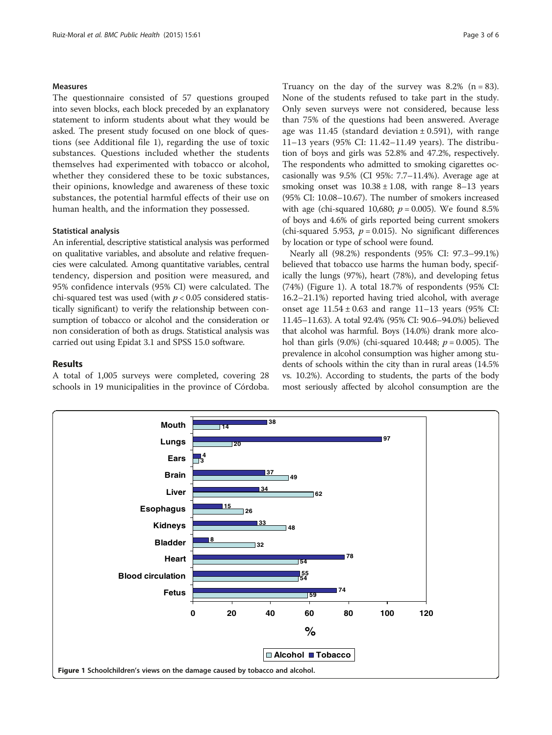### Measures

The questionnaire consisted of 57 questions grouped into seven blocks, each block preceded by an explanatory statement to inform students about what they would be asked. The present study focused on one block of questions (see Additional file 1), regarding the use of toxic substances. Questions included whether the students themselves had experimented with tobacco or alcohol, whether they considered these to be toxic substances, their opinions, knowledge and awareness of these toxic substances, the potential harmful effects of their use on human health, and the information they possessed.

### Statistical analysis

An inferential, descriptive statistical analysis was performed on qualitative variables, and absolute and relative frequencies were calculated. Among quantitative variables, central tendency, dispersion and position were measured, and 95% confidence intervals (95% CI) were calculated. The chi-squared test was used (with $p < 0.05$ considered statistically significant) to verify the relationship between consumption of tobacco or alcohol and the consideration or non consideration of both as drugs. Statistical analysis was carried out using Epidat 3.1 and SPSS 15.0 software.

## Results

A total of 1,005 surveys were completed, covering 28 schools in 19 municipalities in the province of Córdoba. Truancy on the day of the survey was 8.2% (n = 83). None of the students refused to take part in the study. Only seven surveys were not considered, because less than 75% of the questions had been answered. Average age was 11.45 (standard deviation ± 0.591), with range 11–13 years (95% CI: 11.42–11.49 years). The distribution of boys and girls was 52.8% and 47.2%, respectively. The respondents who admitted to smoking cigarettes occasionally was 9.5% (CI 95%: 7.7–11.4%). Average age at smoking onset was 10.38 ± 1.08, with range 8–13 years (95% CI: 10.08–10.67). The number of smokers increased with age (chi-squared 10,680; $p = 0.005$). We found 8.5% of boys and 4.6% of girls reported being current smokers (chi-squared 5.953, $p = 0.015$). No significant differences by location or type of school were found.

Nearly all (98.2%) respondents (95% CI: 97.3–99.1%) believed that tobacco use harms the human body, specifically the lungs (97%), heart (78%), and developing fetus (74%) (Figure 1). A total 18.7% of respondents (95% CI: 16.2–21.1%) reported having tried alcohol, with average onset age 11.54 ± 0.63 and range 11–13 years (95% CI: 11.45–11.63). A total 92.4% (95% CI: 90.6–94.0%) believed that alcohol was harmful. Boys (14.0%) drank more alcohol than girls (9.0%) (chi-squared 10.448; $p = 0.005$). The prevalence in alcohol consumption was higher among students of schools within the city than in rural areas (14.5% vs. 10.2%). According to students, the parts of the body most seriously affected by alcohol consumption are the

| Body part | Tobacco (%) | Alcohol (%) |
|---|---|---|
| Mouth | 38 | 14 |
| Lungs | 97 | 20 |
| Ears | 4 | 3 |
| Brain | 37 | 49 |
| Liver | 34 | 62 |
| Esophagus | 15 | 26 |
| Kidneys | 33 | 48 |
| Bladder | 8 | 32 |
| Heart | 78 | 54 |
| Blood circulation | 55 | 54 |
| Fetus | 74 | 59 |

**Figure 1** Schoolchildren's views on the damage caused by tobacco and alcohol.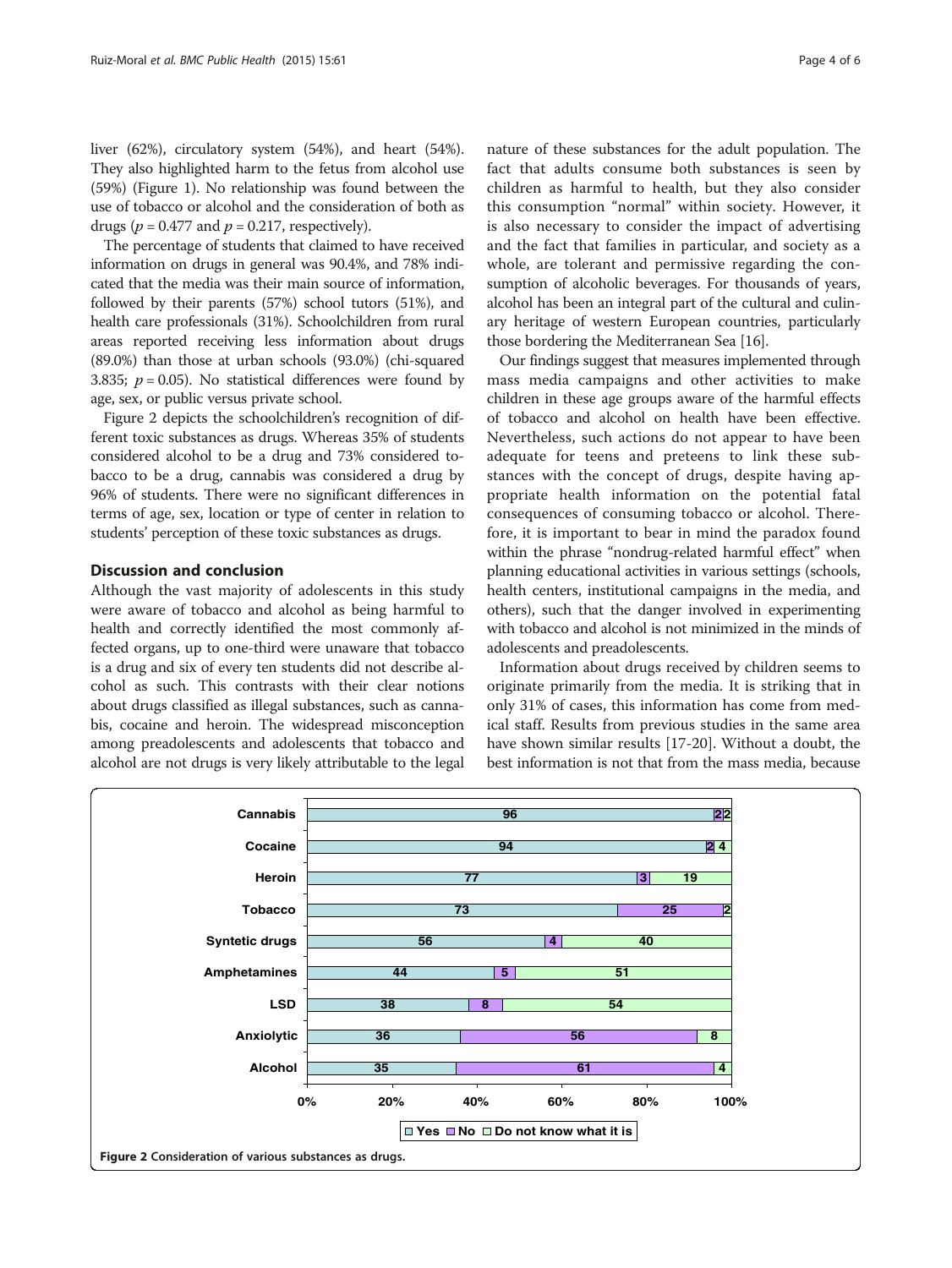liver (62%), circulatory system (54%), and heart (54%). They also highlighted harm to the fetus from alcohol use (59%) (Figure 1). No relationship was found between the use of tobacco or alcohol and the consideration of both as drugs ($p = 0.477$ and $p = 0.217$, respectively).

The percentage of students that claimed to have received information on drugs in general was 90.4%, and 78% indicated that the media was their main source of information, followed by their parents (57%) school tutors (51%), and health care professionals (31%). Schoolchildren from rural areas reported receiving less information about drugs (89.0%) than those at urban schools (93.0%) (chi-squared 3.835; $p = 0.05$). No statistical differences were found by age, sex, or public versus private school.

Figure 2 depicts the schoolchildren's recognition of different toxic substances as drugs. Whereas 35% of students considered alcohol to be a drug and 73% considered tobacco to be a drug, cannabis was considered a drug by 96% of students. There were no significant differences in terms of age, sex, location or type of center in relation to students' perception of these toxic substances as drugs.

## Discussion and conclusion

Although the vast majority of adolescents in this study were aware of tobacco and alcohol as being harmful to health and correctly identified the most commonly affected organs, up to one-third were unaware that tobacco is a drug and six of every ten students did not describe alcohol as such. This contrasts with their clear notions about drugs classified as illegal substances, such as cannabis, cocaine and heroin. The widespread misconception among preadolescents and adolescents that tobacco and alcohol are not drugs is very likely attributable to the legal nature of these substances for the adult population. The fact that adults consume both substances is seen by children as harmful to health, but they also consider this consumption "normal" within society. However, it is also necessary to consider the impact of advertising and the fact that families in particular, and society as a whole, are tolerant and permissive regarding the consumption of alcoholic beverages. For thousands of years, alcohol has been an integral part of the cultural and culinary heritage of western European countries, particularly those bordering the Mediterranean Sea [16].

Our findings suggest that measures implemented through mass media campaigns and other activities to make children in these age groups aware of the harmful effects of tobacco and alcohol on health have been effective. Nevertheless, such actions do not appear to have been adequate for teens and preteens to link these substances with the concept of drugs, despite having appropriate health information on the potential fatal consequences of consuming tobacco or alcohol. Therefore, it is important to bear in mind the paradox found within the phrase "nondrug-related harmful effect" when planning educational activities in various settings (schools, health centers, institutional campaigns in the media, and others), such that the danger involved in experimenting with tobacco and alcohol is not minimized in the minds of adolescents and preadolescents.

Information about drugs received by children seems to originate primarily from the media. It is striking that in only 31% of cases, this information has come from medical staff. Results from previous studies in the same area have shown similar results [17-20]. Without a doubt, the best information is not that from the mass media, because

Cannabis 96 2 2
Cocaine 94 2 4
Heroin 77 3 19
Tobacco 73 25 2
Syntetic drugs 56 4 40
Amphetamines 44 5 51
LSD 38 8 54
Anxiolytic 36 56 8
Alcohol 35 61 4

0% 20% 40% 60% 80% 100%

Yes No Do not know what it is

**Figure 2** Consideration of various substances as drugs.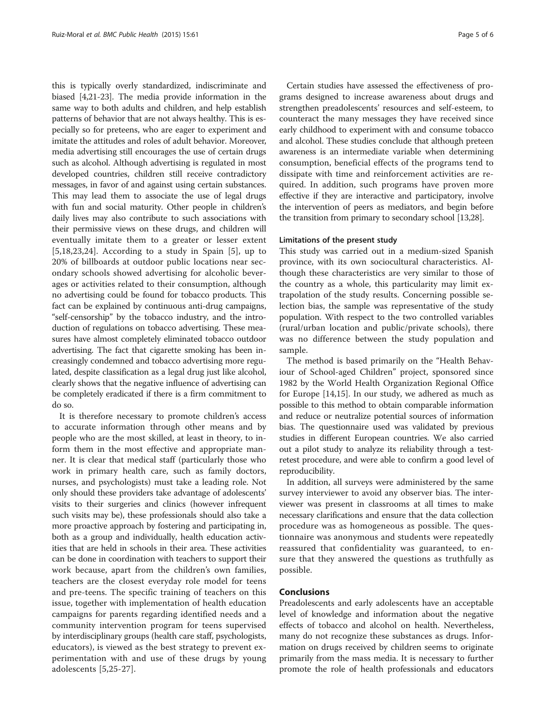this is typically overly standardized, indiscriminate and biased [4,21-23]. The media provide information in the same way to both adults and children, and help establish patterns of behavior that are not always healthy. This is especially so for preteens, who are eager to experiment and imitate the attitudes and roles of adult behavior. Moreover, media advertising still encourages the use of certain drugs such as alcohol. Although advertising is regulated in most developed countries, children still receive contradictory messages, in favor of and against using certain substances. This may lead them to associate the use of legal drugs with fun and social maturity. Other people in children's daily lives may also contribute to such associations with their permissive views on these drugs, and children will eventually imitate them to a greater or lesser extent [5,18,23,24]. According to a study in Spain [5], up to 20% of billboards at outdoor public locations near secondary schools showed advertising for alcoholic beverages or activities related to their consumption, although no advertising could be found for tobacco products. This fact can be explained by continuous anti-drug campaigns, "self-censorship" by the tobacco industry, and the introduction of regulations on tobacco advertising. These measures have almost completely eliminated tobacco outdoor advertising. The fact that cigarette smoking has been increasingly condemned and tobacco advertising more regulated, despite classification as a legal drug just like alcohol, clearly shows that the negative influence of advertising can be completely eradicated if there is a firm commitment to do so.

It is therefore necessary to promote children's access to accurate information through other means and by people who are the most skilled, at least in theory, to inform them in the most effective and appropriate manner. It is clear that medical staff (particularly those who work in primary health care, such as family doctors, nurses, and psychologists) must take a leading role. Not only should these providers take advantage of adolescents' visits to their surgeries and clinics (however infrequent such visits may be), these professionals should also take a more proactive approach by fostering and participating in, both as a group and individually, health education activities that are held in schools in their area. These activities can be done in coordination with teachers to support their work because, apart from the children's own families, teachers are the closest everyday role model for teens and pre-teens. The specific training of teachers on this issue, together with implementation of health education campaigns for parents regarding identified needs and a community intervention program for teens supervised by interdisciplinary groups (health care staff, psychologists, educators), is viewed as the best strategy to prevent experimentation with and use of these drugs by young adolescents [5,25-27].

Certain studies have assessed the effectiveness of programs designed to increase awareness about drugs and strengthen preadolescents' resources and self-esteem, to counteract the many messages they have received since early childhood to experiment with and consume tobacco and alcohol. These studies conclude that although preteen awareness is an intermediate variable when determining consumption, beneficial effects of the programs tend to dissipate with time and reinforcement activities are required. In addition, such programs have proven more effective if they are interactive and participatory, involve the intervention of peers as mediators, and begin before the transition from primary to secondary school [13,28].

#### Limitations of the present study

This study was carried out in a medium-sized Spanish province, with its own sociocultural characteristics. Although these characteristics are very similar to those of the country as a whole, this particularity may limit extrapolation of the study results. Concerning possible selection bias, the sample was representative of the study population. With respect to the two controlled variables (rural/urban location and public/private schools), there was no difference between the study population and sample.

The method is based primarily on the "Health Behaviour of School-aged Children" project, sponsored since 1982 by the World Health Organization Regional Office for Europe [14,15]. In our study, we adhered as much as possible to this method to obtain comparable information and reduce or neutralize potential sources of information bias. The questionnaire used was validated by previous studies in different European countries. We also carried out a pilot study to analyze its reliability through a test-retest procedure, and were able to confirm a good level of reproducibility.

In addition, all surveys were administered by the same survey interviewer to avoid any observer bias. The interviewer was present in classrooms at all times to make necessary clarifications and ensure that the data collection procedure was as homogeneous as possible. The questionnaire was anonymous and students were repeatedly reassured that confidentiality was guaranteed, to ensure that they answered the questions as truthfully as possible.

## Conclusions

Preadolescents and early adolescents have an acceptable level of knowledge and information about the negative effects of tobacco and alcohol on health. Nevertheless, many do not recognize these substances as drugs. Information on drugs received by children seems to originate primarily from the mass media. It is necessary to further promote the role of health professionals and educators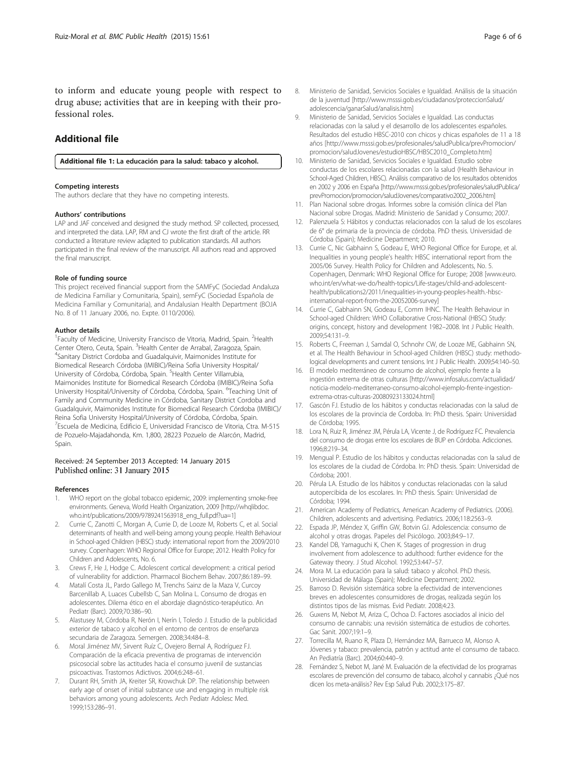to inform and educate young people with respect to drug abuse; activities that are in keeping with their professional roles.

## Additional file

**Additional file 1: La educación para la salud: tabaco y alcohol.**

#### Competing interests

The authors declare that they have no competing interests.

#### Authors' contributions

LAP and JAF conceived and designed the study method. SP collected, processed, and interpreted the data. LAP, RM and CJ wrote the first draft of the article. RR conducted a literature review adapted to publication standards. All authors participated in the final review of the manuscript. All authors read and approved the final manuscript.

#### Role of funding source

This project received financial support from the SAMFyC (Sociedad Andaluza de Medicina Familiar y Comunitaria, Spain), semFyC (Sociedad Española de Medicina Familiar y Comunitaria), and Andalusian Health Department (BOJA No. 8 of 11 January 2006, no. Expte. 0110/2006).

#### Author details

[1]Faculty of Medicine, University Francisco de Vitoria, Madrid, Spain. [2]Health Center Otero, Ceuta, Spain. [3]Health Center de Arrabal, Zaragoza, Spain. [4]Sanitary District Cordoba and Guadalquivir, Maimonides Institute for Biomedical Research Córdoba (IMIBIC)/Reina Sofia University Hospital/University of Córdoba, Córdoba, Spain. [5]Health Center Villarrubia, Maimonides Institute for Biomedical Research Córdoba (IMIBIC)/Reina Sofia University Hospital/University of Córdoba, Córdoba, Spain. [6]Teaching Unit of Family and Community Medicine in Córdoba, Sanitary District Cordoba and Guadalquivir, Maimonides Institute for Biomedical Research Córdoba (IMIBIC)/Reina Sofia University Hospital/University of Córdoba, Córdoba, Spain. [7]Escuela de Medicina, Edificio E, Universidad Francisco de Vitoria, Ctra. M-515 de Pozuelo-Majadahonda, Km. 1,800, 28223 Pozuelo de Alarcón, Madrid, Spain.

Received: 24 September 2013 Accepted: 14 January 2015
Published online: 31 January 2015

#### References

1. WHO report on the global tobacco epidemic, 2009: implementing smoke-free environments. Geneva, World Health Organization, 2009 [http://whqlibdoc.who.int/publications/2009/9789241563918_eng_full.pdf?ua=1]
2. Currie C, Zanotti C, Morgan A, Currie D, de Looze M, Roberts C, et al. Social determinants of health and well-being among young people. Health Behaviour in School-aged Children (HBSC) study: international report from the 2009/2010 survey. Copenhagen: WHO Regional Office for Europe; 2012. Health Policy for Children and Adolescents, No. 6.
3. Crews F, He J, Hodge C. Adolescent cortical development: a critical period of vulnerability for addiction. Pharmacol Biochem Behav. 2007;86:189–99.
4. Matalí Costa JL, Pardo Gallego M, Trenchs Sainz de la Maza V, Curcoy Barcenillab A, Luaces Cubellsb C, San Molina L. Consumo de drogas en adolescentes. Dilema ético en el abordaje diagnóstico-terapéutico. An Pediatr (Barc). 2009;70:386–90.
5. Alastusey M, Córdoba R, Nerón I, Nerín I, Toledo J. Estudio de la publicidad exterior de tabaco y alcohol en el entorno de centros de enseñanza secundaria de Zaragoza. Semergen. 2008;34:484–8.
6. Moral Jiménez MV, Sirvent Ruíz C, Ovejero Bernal A, Rodríguez FJ. Comparación de la eficacia preventiva de programas de intervención psicosocial sobre las actitudes hacia el consumo juvenil de sustancias psicoactivas. Trastornos Adictivos. 2004;6:248–61.
7. Durant RH, Smith JA, Kreiter SR, Krowchuk DP. The relationship between early age of onset of initial substance use and engaging in multiple risk behaviors among young adolescents. Arch Pediatr Adolesc Med. 1999;153:286–91.
8. Ministerio de Sanidad, Servicios Sociales e Igualdad. Análisis de la situación de la juventud [http://www.msssi.gob.es/ciudadanos/proteccionSalud/adolescencia/ganarSalud/analisis.htm]
9. Ministerio de Sanidad, Servicios Sociales e Igualdad. Las conductas relacionadas con la salud y el desarrollo de los adolescentes españoles. Resultados del estudio HBSC-2010 con chicos y chicas españoles de 11 a 18 años [http://www.msssi.gob.es/profesionales/saludPublica/prevPromocion/promocion/saludJovenes/estudioHBSC/HBSC2010_Completo.htm]
10. Ministerio de Sanidad, Servicios Sociales e Igualdad. Estudio sobre conductas de los escolares relacionadas con la salud (Health Behaviour in School-Aged Children, HBSC). Análisis comparativo de los resultados obtenidos en 2002 y 2006 en España [http://www.msssi.gob.es/profesionales/saludPublica/prevPromocion/promocion/saludJovenes/comparativo2002_2006.htm]
11. Plan Nacional sobre drogas. Informes sobre la comisión clínica del Plan Nacional sobre Drogas. Madrid: Ministerio de Sanidad y Consumo; 2007.
12. Palenzuela S: Hábitos y conductas relacionados con la salud de los escolares de 6° de primaria de la provincia de córdoba. PhD thesis. Universidad de Córdoba (Spain); Medicine Department; 2010.
13. Currie C, Nic Gabhainn S, Godeau E, WHO Regional Office for Europe, et al. Inequalities in young people's health: HBSC international report from the 2005/06 Survey. Health Policy for Children and Adolescents, No. 5. Copenhagen, Denmark: WHO Regional Office for Europe; 2008 [www.euro.who.int/en/what-we-do/health-topics/Life-stages/child-and-adolescent-health/publications2/2011/inequalities-in-young-peoples-health.-hbsc-international-report-from-the-20052006-survey]
14. Currie C, Gabhainn SN, Godeau E, Comm IHNC. The Health Behaviour in School-aged Children: WHO Collaborative Cross-National (HBSC) Study: origins, concept, history and development 1982–2008. Int J Public Health. 2009;54:131–9.
15. Roberts C, Freeman J, Samdal O, Schnohr CW, de Looze ME, Gabhainn SN, et al. The Health Behaviour in School-aged Children (HBSC) study: methodological developments and current tensions. Int J Public Health. 2009;54:140–50.
16. El modelo mediterráneo de consumo de alcohol, ejemplo frente a la ingestión extrema de otras culturas [http://www.infosalus.com/actualidad/noticia-modelo-mediterraneo-consumo-alcohol-ejemplo-frente-ingestion-extrema-otras-culturas-20080923133024.html]
17. Gascón FJ. Estudio de los hábitos y conductas relacionadas con la salud de los escolares de la provincia de Cordoba. In: PhD thesis. Spain: Universidad de Córdoba; 1995.
18. Lora N, Ruiz R, Jiménez JM, Pérula LA, Vicente J, de Rodríguez FC. Prevalencia del consumo de drogas entre los escolares de BUP en Córdoba. Adicciones. 1996;8:219–34.
19. Mengual P. Estudio de los hábitos y conductas relacionadas con la salud de los escolares de la ciudad de Córdoba. In: PhD thesis. Spain: Universidad de Córdoba; 2001.
20. Pérula LA. Estudio de los hábitos y conductas relacionadas con la salud autopercibida de los escolares. In: PhD thesis. Spain: Universidad de Córdoba; 1994.
21. American Academy of Pediatrics, American Academy of Pediatrics. (2006). Children, adolescents and advertising. Pediatrics. 2006;118:2563–9.
22. Espada JP, Méndez X, Griffin GW, Botvin GJ. Adolescencia: consumo de alcohol y otras drogas. Papeles del Psicólogo. 2003;84:9–17.
23. Kandel DB, Yamaguchi K, Chen K. Stages of progression in drug involvement from adolescence to adulthood: further evidence for the Gateway theory. J Stud Alcohol. 1992;53:447–57.
24. Mora M. La educación para la salud: tabaco y alcohol. PhD thesis. Universidad de Málaga (Spain); Medicine Department; 2002.
25. Barroso D. Revisión sistemática sobre la efectividad de intervenciones breves en adolescentes consumidores de drogas, realizada según los distintos tipos de las mismas. Evid Pediatr. 2008;4:23.
26. Guxens M, Nebot M, Ariza C, Ochoa D. Factores asociados al inicio del consumo de cannabis: una revisión sistemática de estudios de cohortes. Gac Sanit. 2007;19:1–9.
27. Torrecilla M, Ruano R, Plaza D, Hernández MA, Barrueco M, Alonso A. Jóvenes y tabaco: prevalencia, patrón y actitud ante el consumo de tabaco. An Pediatría (Barc). 2004;60:440–9.
28. Fernández S, Nebot M, Jané M. Evaluación de la efectividad de los programas escolares de prevención del consumo de tabaco, alcohol y cannabis ¿Qué nos dicen los meta-análisis? Rev Esp Salud Pub. 2002;3:175–87.